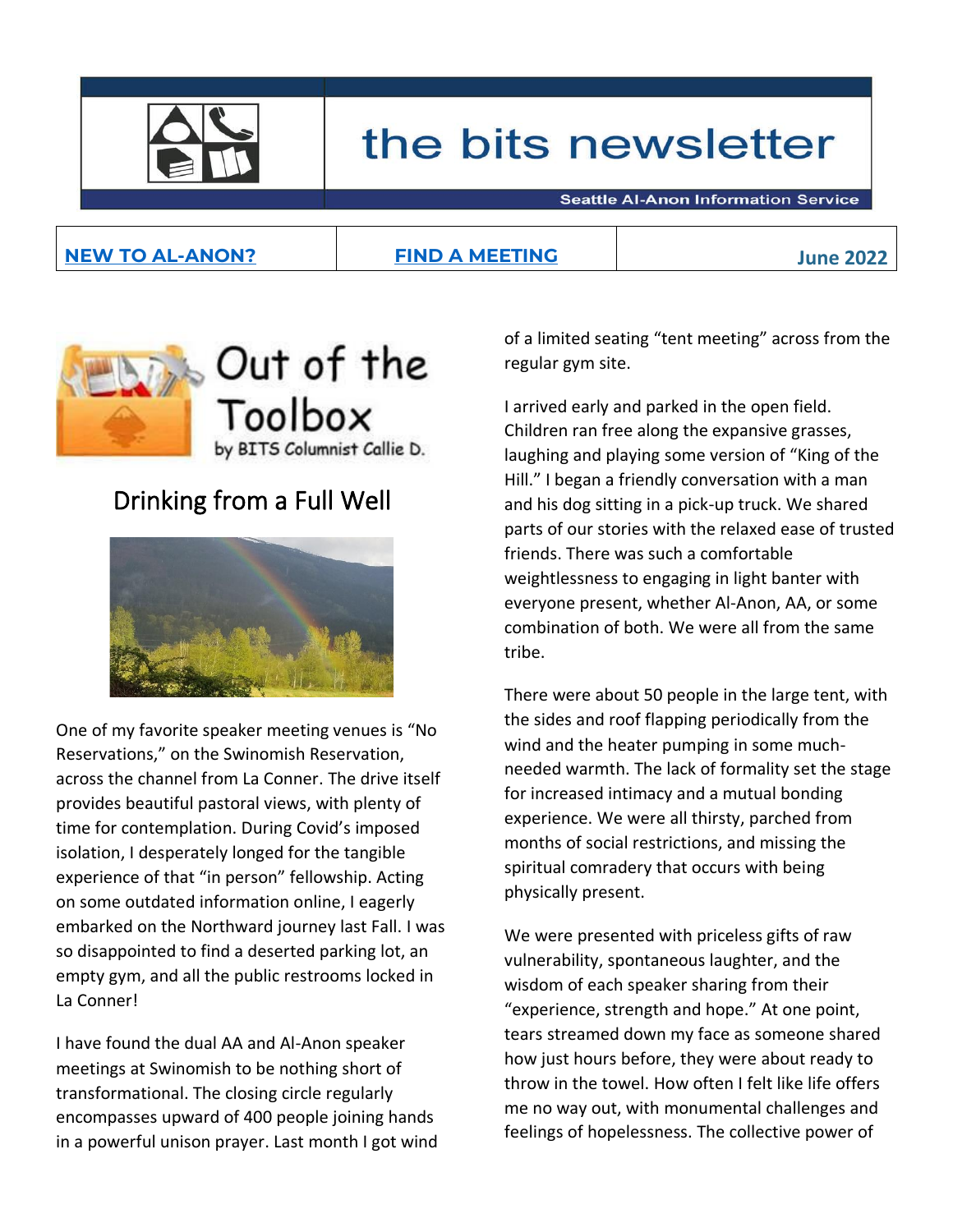# the bits newsletter

Seattle Al-Anon Information Service

| NEW TO AL-ANON? | FIND A MEETING | June 2022 |
| --- | --- | --- |

## Out of the Toolbox

by BITS Columnist Callie D.

## Drinking from a Full Well

One of my favorite speaker meeting venues is "No Reservations," on the Swinomish Reservation, across the channel from La Conner. The drive itself provides beautiful pastoral views, with plenty of time for contemplation. During Covid's imposed isolation, I desperately longed for the tangible experience of that "in person" fellowship. Acting on some outdated information online, I eagerly embarked on the Northward journey last Fall. I was so disappointed to find a deserted parking lot, an empty gym, and all the public restrooms locked in La Conner!

I have found the dual AA and Al-Anon speaker meetings at Swinomish to be nothing short of transformational. The closing circle regularly encompasses upward of 400 people joining hands in a powerful unison prayer. Last month I got wind of a limited seating "tent meeting" across from the regular gym site.

I arrived early and parked in the open field. Children ran free along the expansive grasses, laughing and playing some version of "King of the Hill." I began a friendly conversation with a man and his dog sitting in a pick-up truck. We shared parts of our stories with the relaxed ease of trusted friends. There was such a comfortable weightlessness to engaging in light banter with everyone present, whether Al-Anon, AA, or some combination of both. We were all from the same tribe.

There were about 50 people in the large tent, with the sides and roof flapping periodically from the wind and the heater pumping in some much-needed warmth. The lack of formality set the stage for increased intimacy and a mutual bonding experience. We were all thirsty, parched from months of social restrictions, and missing the spiritual comradery that occurs with being physically present.

We were presented with priceless gifts of raw vulnerability, spontaneous laughter, and the wisdom of each speaker sharing from their "experience, strength and hope." At one point, tears streamed down my face as someone shared how just hours before, they were about ready to throw in the towel. How often I felt like life offers me no way out, with monumental challenges and feelings of hopelessness. The collective power of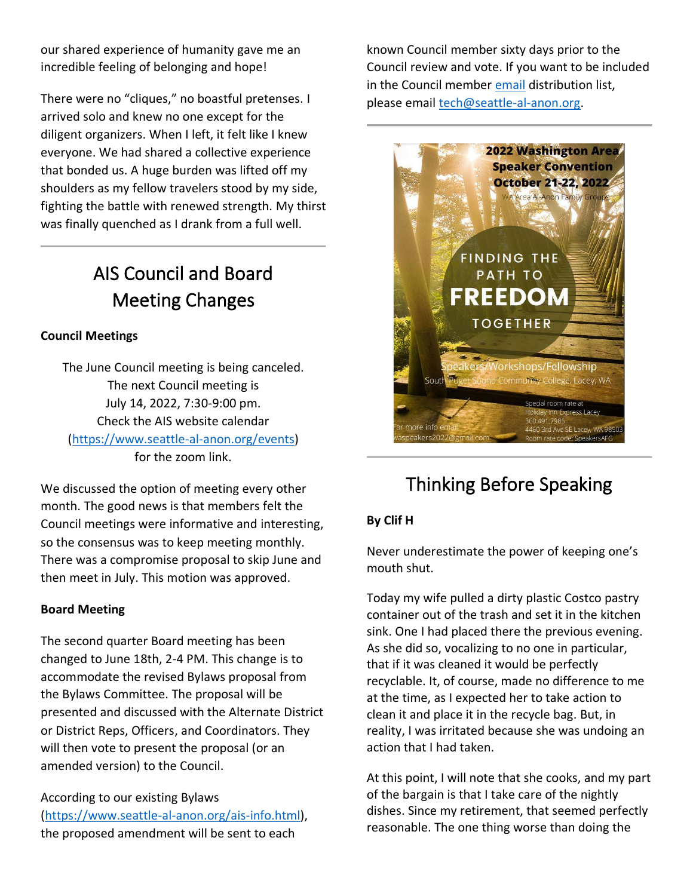our shared experience of humanity gave me an incredible feeling of belonging and hope!

There were no "cliques," no boastful pretenses. I arrived solo and knew no one except for the diligent organizers. When I left, it felt like I knew everyone. We had shared a collective experience that bonded us. A huge burden was lifted off my shoulders as my fellow travelers stood by my side, fighting the battle with renewed strength. My thirst was finally quenched as I drank from a full well.

## AIS Council and Board Meeting Changes

**Council Meetings**

The June Council meeting is being canceled. The next Council meeting is July 14, 2022, 7:30-9:00 pm. Check the AIS website calendar (https://www.seattle-al-anon.org/events) for the zoom link.

We discussed the option of meeting every other month. The good news is that members felt the Council meetings were informative and interesting, so the consensus was to keep meeting monthly. There was a compromise proposal to skip June and then meet in July. This motion was approved.

**Board Meeting**

The second quarter Board meeting has been changed to June 18th, 2-4 PM. This change is to accommodate the revised Bylaws proposal from the Bylaws Committee. The proposal will be presented and discussed with the Alternate District or District Reps, Officers, and Coordinators. They will then vote to present the proposal (or an amended version) to the Council.

According to our existing Bylaws (https://www.seattle-al-anon.org/ais-info.html), the proposed amendment will be sent to each known Council member sixty days prior to the Council review and vote. If you want to be included in the Council member email distribution list, please email tech@seattle-al-anon.org.

**2022 Washington Area Speaker Convention**
**October 21-22, 2022**
WA Area Al-Anon Family Groups

FINDING THE PATH TO **FREEDOM** TOGETHER

Speakers/Workshops/Fellowship
South Puget Sound Community College, Lacey, WA

For more info email waspeakers2022@gmail.com

Special room rate at Holiday Inn Express Lacey
360.491.7985
4460 3rd Ave SE Lacey, WA 98503
Room rate code: SpeakersAFG

## Thinking Before Speaking

**By Clif H**

Never underestimate the power of keeping one's mouth shut.

Today my wife pulled a dirty plastic Costco pastry container out of the trash and set it in the kitchen sink. One I had placed there the previous evening. As she did so, vocalizing to no one in particular, that if it was cleaned it would be perfectly recyclable. It, of course, made no difference to me at the time, as I expected her to take action to clean it and place it in the recycle bag. But, in reality, I was irritated because she was undoing an action that I had taken.

At this point, I will note that she cooks, and my part of the bargain is that I take care of the nightly dishes. Since my retirement, that seemed perfectly reasonable. The one thing worse than doing the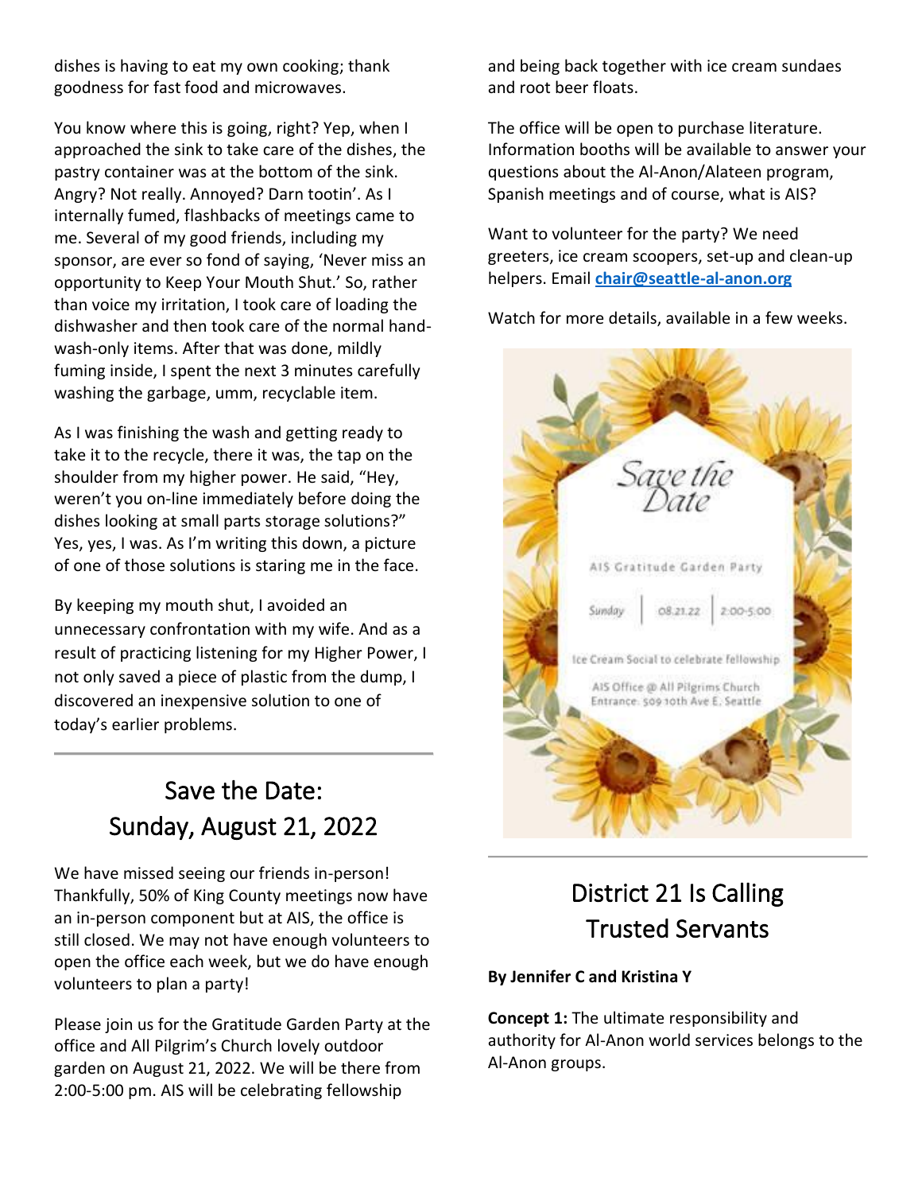dishes is having to eat my own cooking; thank goodness for fast food and microwaves.

You know where this is going, right? Yep, when I approached the sink to take care of the dishes, the pastry container was at the bottom of the sink. Angry? Not really. Annoyed? Darn tootin'. As I internally fumed, flashbacks of meetings came to me. Several of my good friends, including my sponsor, are ever so fond of saying, 'Never miss an opportunity to Keep Your Mouth Shut.' So, rather than voice my irritation, I took care of loading the dishwasher and then took care of the normal hand-wash-only items. After that was done, mildly fuming inside, I spent the next 3 minutes carefully washing the garbage, umm, recyclable item.

As I was finishing the wash and getting ready to take it to the recycle, there it was, the tap on the shoulder from my higher power. He said, "Hey, weren't you on-line immediately before doing the dishes looking at small parts storage solutions?" Yes, yes, I was. As I'm writing this down, a picture of one of those solutions is staring me in the face.

By keeping my mouth shut, I avoided an unnecessary confrontation with my wife. And as a result of practicing listening for my Higher Power, I not only saved a piece of plastic from the dump, I discovered an inexpensive solution to one of today's earlier problems.

---

## Save the Date: Sunday, August 21, 2022

We have missed seeing our friends in-person! Thankfully, 50% of King County meetings now have an in-person component but at AIS, the office is still closed. We may not have enough volunteers to open the office each week, but we do have enough volunteers to plan a party!

Please join us for the Gratitude Garden Party at the office and All Pilgrim's Church lovely outdoor garden on August 21, 2022. We will be there from 2:00-5:00 pm. AIS will be celebrating fellowship and being back together with ice cream sundaes and root beer floats.

The office will be open to purchase literature. Information booths will be available to answer your questions about the Al-Anon/Alateen program, Spanish meetings and of course, what is AIS?

Want to volunteer for the party? We need greeters, ice cream scoopers, set-up and clean-up helpers. Email **chair@seattle-al-anon.org**

Watch for more details, available in a few weeks.

*Save the Date*

AIS Gratitude Garden Party

Sunday | 08.21.22 | 2:00-5:00

Ice Cream Social to celebrate fellowship

AIS Office @ All Pilgrims Church
Entrance: 509 10th Ave E, Seattle

---

## District 21 Is Calling Trusted Servants

**By Jennifer C and Kristina Y**

**Concept 1:** The ultimate responsibility and authority for Al-Anon world services belongs to the Al-Anon groups.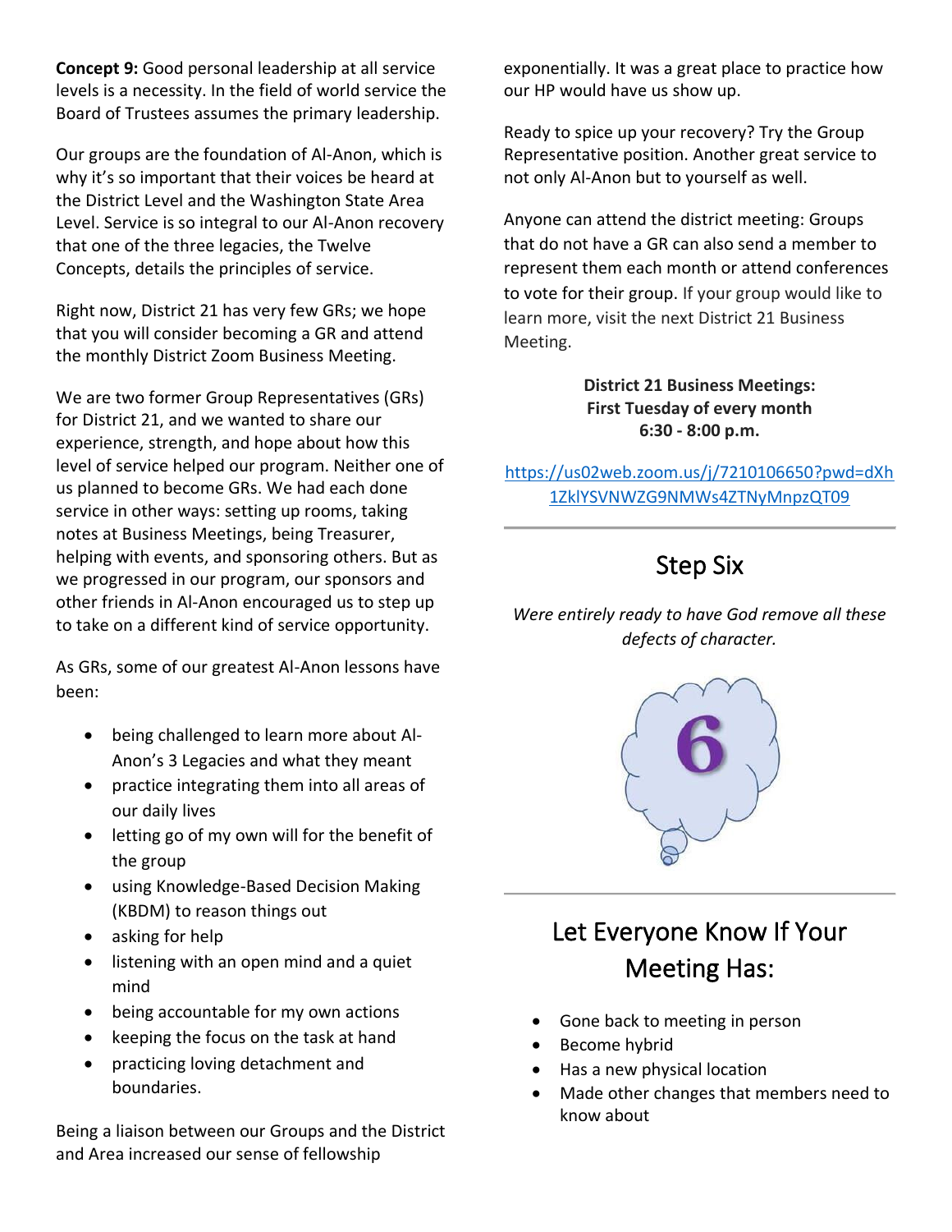**Concept 9:** Good personal leadership at all service levels is a necessity. In the field of world service the Board of Trustees assumes the primary leadership.

Our groups are the foundation of Al-Anon, which is why it's so important that their voices be heard at the District Level and the Washington State Area Level. Service is so integral to our Al-Anon recovery that one of the three legacies, the Twelve Concepts, details the principles of service.

Right now, District 21 has very few GRs; we hope that you will consider becoming a GR and attend the monthly District Zoom Business Meeting.

We are two former Group Representatives (GRs) for District 21, and we wanted to share our experience, strength, and hope about how this level of service helped our program. Neither one of us planned to become GRs. We had each done service in other ways: setting up rooms, taking notes at Business Meetings, being Treasurer, helping with events, and sponsoring others. But as we progressed in our program, our sponsors and other friends in Al-Anon encouraged us to step up to take on a different kind of service opportunity.

As GRs, some of our greatest Al-Anon lessons have been:

- being challenged to learn more about Al-Anon's 3 Legacies and what they meant
- practice integrating them into all areas of our daily lives
- letting go of my own will for the benefit of the group
- using Knowledge-Based Decision Making (KBDM) to reason things out
- asking for help
- listening with an open mind and a quiet mind
- being accountable for my own actions
- keeping the focus on the task at hand
- practicing loving detachment and boundaries.

Being a liaison between our Groups and the District and Area increased our sense of fellowship exponentially. It was a great place to practice how our HP would have us show up.

Ready to spice up your recovery? Try the Group Representative position. Another great service to not only Al-Anon but to yourself as well.

Anyone can attend the district meeting: Groups that do not have a GR can also send a member to represent them each month or attend conferences to vote for their group. If your group would like to learn more, visit the next District 21 Business Meeting.

**District 21 Business Meetings:**
**First Tuesday of every month**
**6:30 - 8:00 p.m.**

https://us02web.zoom.us/j/7210106650?pwd=dXh1ZklYSVNWZG9NMWs4ZTNyMnpzQT09

## Step Six

*Were entirely ready to have God remove all these defects of character.*

## Let Everyone Know If Your Meeting Has:

- Gone back to meeting in person
- Become hybrid
- Has a new physical location
- Made other changes that members need to know about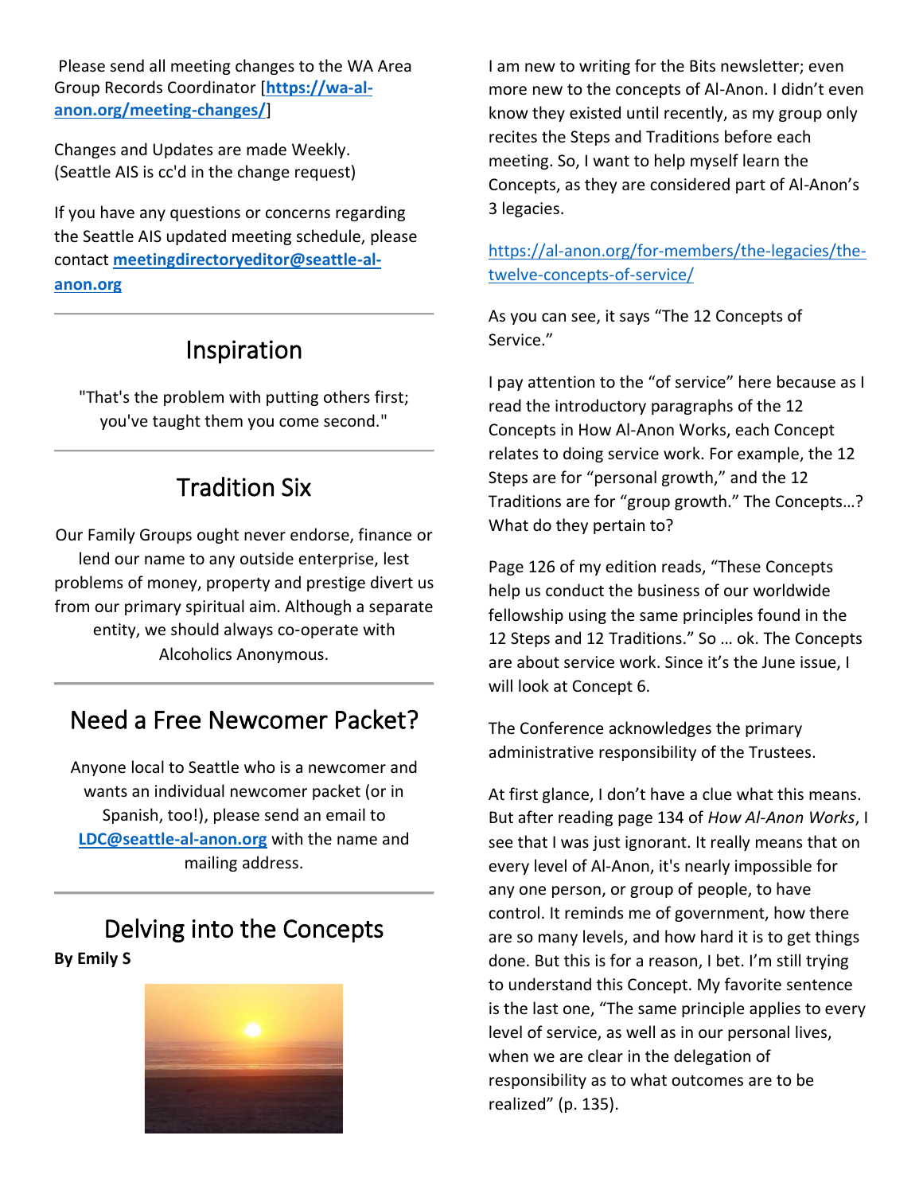Please send all meeting changes to the WA Area Group Records Coordinator [**https://wa-al-anon.org/meeting-changes/**]

Changes and Updates are made Weekly. (Seattle AIS is cc'd in the change request)

If you have any questions or concerns regarding the Seattle AIS updated meeting schedule, please contact **meetingdirectoryeditor@seattle-al-anon.org**

---

## Inspiration

"That's the problem with putting others first; you've taught them you come second."

---

## Tradition Six

Our Family Groups ought never endorse, finance or lend our name to any outside enterprise, lest problems of money, property and prestige divert us from our primary spiritual aim. Although a separate entity, we should always co-operate with Alcoholics Anonymous.

---

## Need a Free Newcomer Packet?

Anyone local to Seattle who is a newcomer and wants an individual newcomer packet (or in Spanish, too!), please send an email to **LDC@seattle-al-anon.org** with the name and mailing address.

---

## Delving into the Concepts

**By Emily S**

I am new to writing for the Bits newsletter; even more new to the concepts of Al-Anon. I didn't even know they existed until recently, as my group only recites the Steps and Traditions before each meeting. So, I want to help myself learn the Concepts, as they are considered part of Al-Anon's 3 legacies.

https://al-anon.org/for-members/the-legacies/the-twelve-concepts-of-service/

As you can see, it says "The 12 Concepts of Service."

I pay attention to the "of service" here because as I read the introductory paragraphs of the 12 Concepts in How Al-Anon Works, each Concept relates to doing service work. For example, the 12 Steps are for "personal growth," and the 12 Traditions are for "group growth." The Concepts…? What do they pertain to?

Page 126 of my edition reads, "These Concepts help us conduct the business of our worldwide fellowship using the same principles found in the 12 Steps and 12 Traditions." So … ok. The Concepts are about service work. Since it's the June issue, I will look at Concept 6.

The Conference acknowledges the primary administrative responsibility of the Trustees.

At first glance, I don't have a clue what this means. But after reading page 134 of *How Al-Anon Works*, I see that I was just ignorant. It really means that on every level of Al-Anon, it's nearly impossible for any one person, or group of people, to have control. It reminds me of government, how there are so many levels, and how hard it is to get things done. But this is for a reason, I bet. I'm still trying to understand this Concept. My favorite sentence is the last one, "The same principle applies to every level of service, as well as in our personal lives, when we are clear in the delegation of responsibility as to what outcomes are to be realized" (p. 135).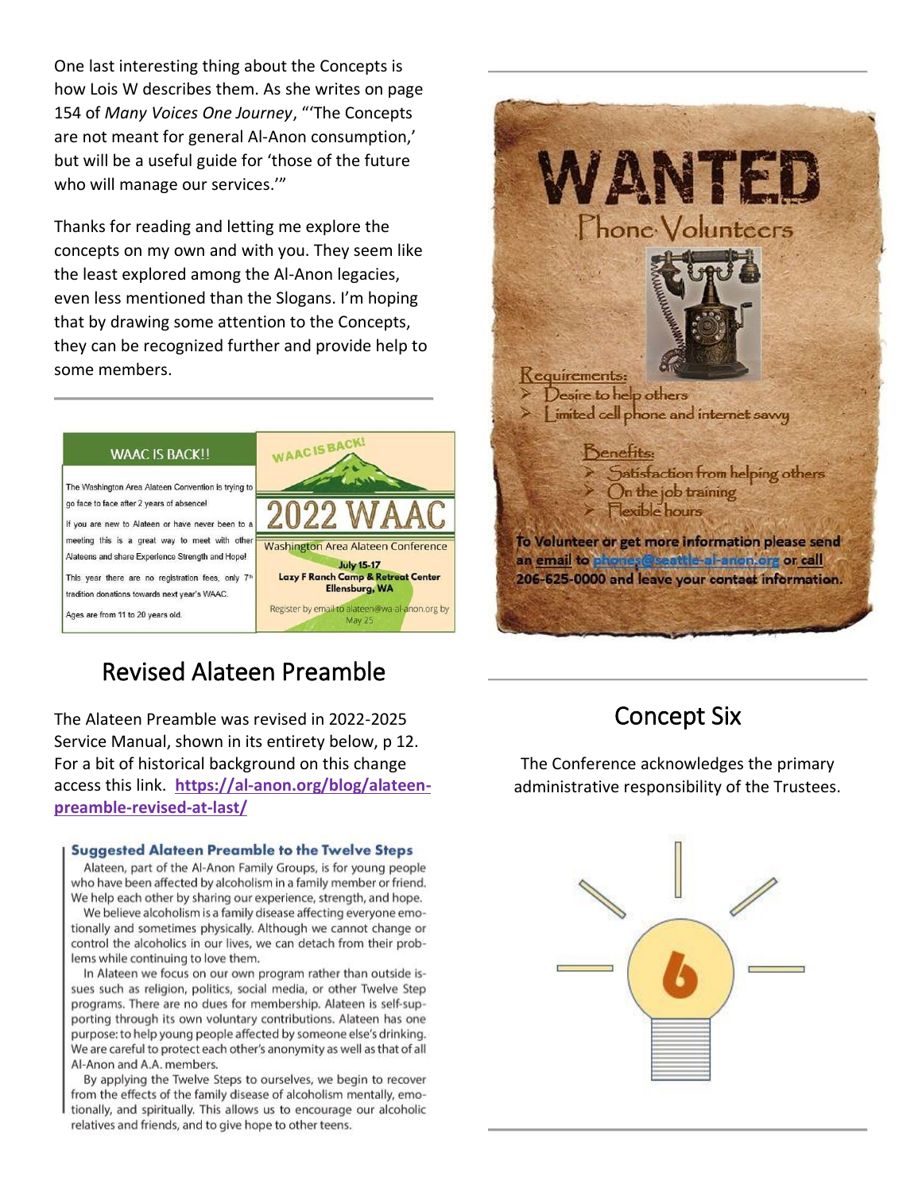One last interesting thing about the Concepts is how Lois W describes them. As she writes on page 154 of *Many Voices One Journey*, "'The Concepts are not meant for general Al-Anon consumption,' but will be a useful guide for 'those of the future who will manage our services.'"

Thanks for reading and letting me explore the concepts on my own and with you. They seem like the least explored among the Al-Anon legacies, even less mentioned than the Slogans. I'm hoping that by drawing some attention to the Concepts, they can be recognized further and provide help to some members.

---

**WAAC IS BACK!!**

The Washington Area Alateen Convention is trying to go face to face after 2 years of absence!

If you are new to Alateen or have never been to a meeting this is a great way to meet with other Alateens and share Experience Strength and Hope!

This year there are no registration fees, only 7th tradition donations towards next year's WAAC.

Ages are from 11 to 20 years old.

**WAAC IS BACK!**

**2022 WAAC**

Washington Area Alateen Conference

**July 15-17**

**Lazy F Ranch Camp & Retreat Center**

**Ellensburg, WA**

Register by email to alateen@wa-al-anon.org by May 25

## Revised Alateen Preamble

The Alateen Preamble was revised in 2022-2025 Service Manual, shown in its entirety below, p 12. For a bit of historical background on this change access this link. **https://al-anon.org/blog/alateen-preamble-revised-at-last/**

**Suggested Alateen Preamble to the Twelve Steps**

Alateen, part of the Al-Anon Family Groups, is for young people who have been affected by alcoholism in a family member or friend. We help each other by sharing our experience, strength, and hope.

We believe alcoholism is a family disease affecting everyone emotionally and sometimes physically. Although we cannot change or control the alcoholics in our lives, we can detach from their problems while continuing to love them.

In Alateen we focus on our own program rather than outside issues such as religion, politics, social media, or other Twelve Step programs. There are no dues for membership. Alateen is self-supporting through its own voluntary contributions. Alateen has one purpose: to help young people affected by someone else's drinking. We are careful to protect each other's anonymity as well as that of all Al-Anon and A.A. members.

By applying the Twelve Steps to ourselves, we begin to recover from the effects of the family disease of alcoholism mentally, emotionally, and spiritually. This allows us to encourage our alcoholic relatives and friends, and to give hope to other teens.

---

# WANTED

Phone Volunteers

Requirements:

- Desire to help others
- Limited cell phone and internet savvy

Benefits:

- Satisfaction from helping others
- On the job training
- Flexible hours

**To Volunteer or get more information please send an email to phones@seattle-al-anon.org or call 206-625-0000 and leave your contact information.**

---

## Concept Six

The Conference acknowledges the primary administrative responsibility of the Trustees.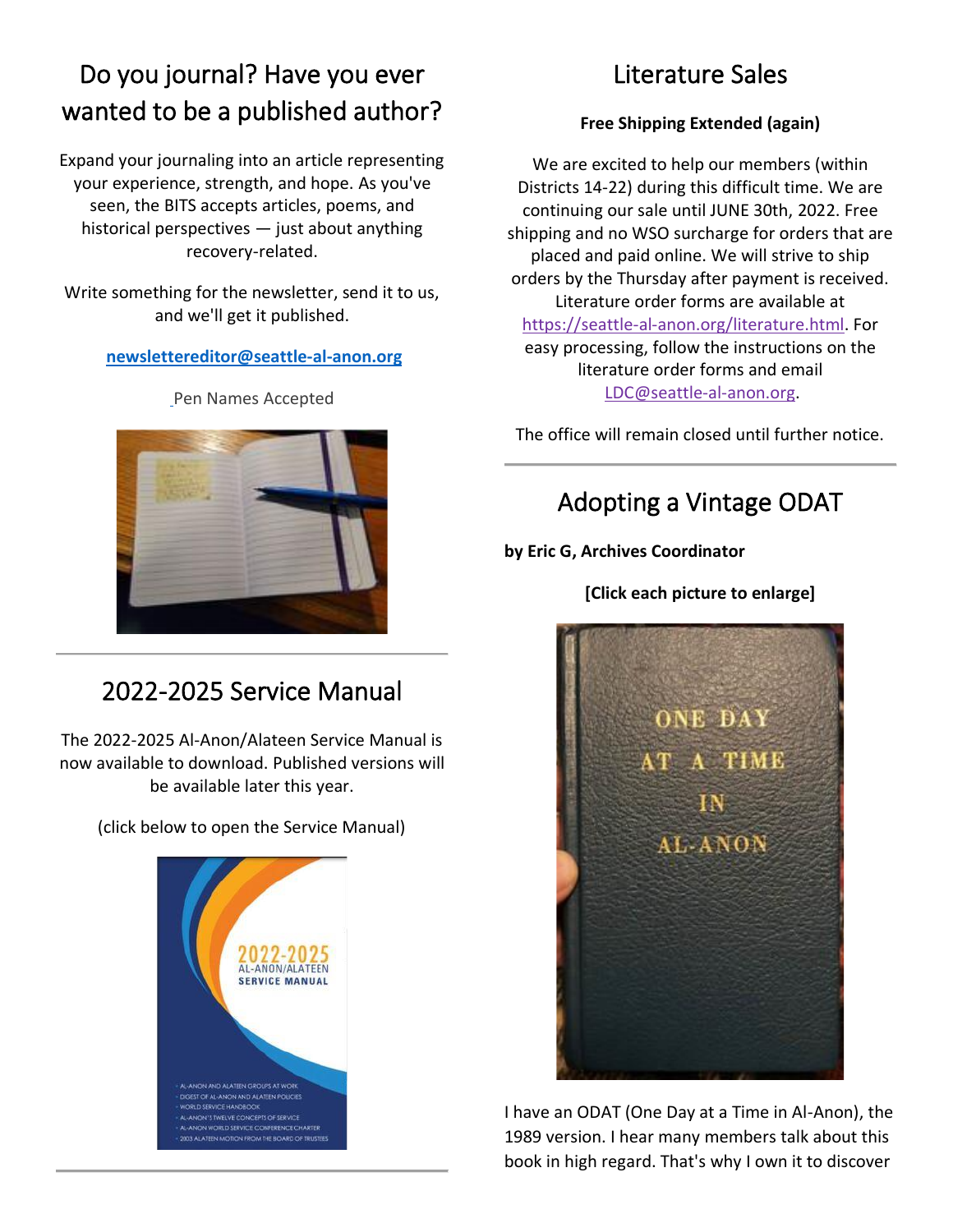## Do you journal? Have you ever wanted to be a published author?

Expand your journaling into an article representing your experience, strength, and hope. As you've seen, the BITS accepts articles, poems, and historical perspectives — just about anything recovery-related.

Write something for the newsletter, send it to us, and we'll get it published.

**newslettereditor@seattle-al-anon.org**

Pen Names Accepted

---

## 2022-2025 Service Manual

The 2022-2025 Al-Anon/Alateen Service Manual is now available to download. Published versions will be available later this year.

(click below to open the Service Manual)

---

## Literature Sales

**Free Shipping Extended (again)**

We are excited to help our members (within Districts 14-22) during this difficult time. We are continuing our sale until JUNE 30th, 2022. Free shipping and no WSO surcharge for orders that are placed and paid online. We will strive to ship orders by the Thursday after payment is received. Literature order forms are available at https://seattle-al-anon.org/literature.html. For easy processing, follow the instructions on the literature order forms and email LDC@seattle-al-anon.org.

The office will remain closed until further notice.

---

## Adopting a Vintage ODAT

**by Eric G, Archives Coordinator**

**[Click each picture to enlarge]**

I have an ODAT (One Day at a Time in Al-Anon), the 1989 version. I hear many members talk about this book in high regard. That's why I own it to discover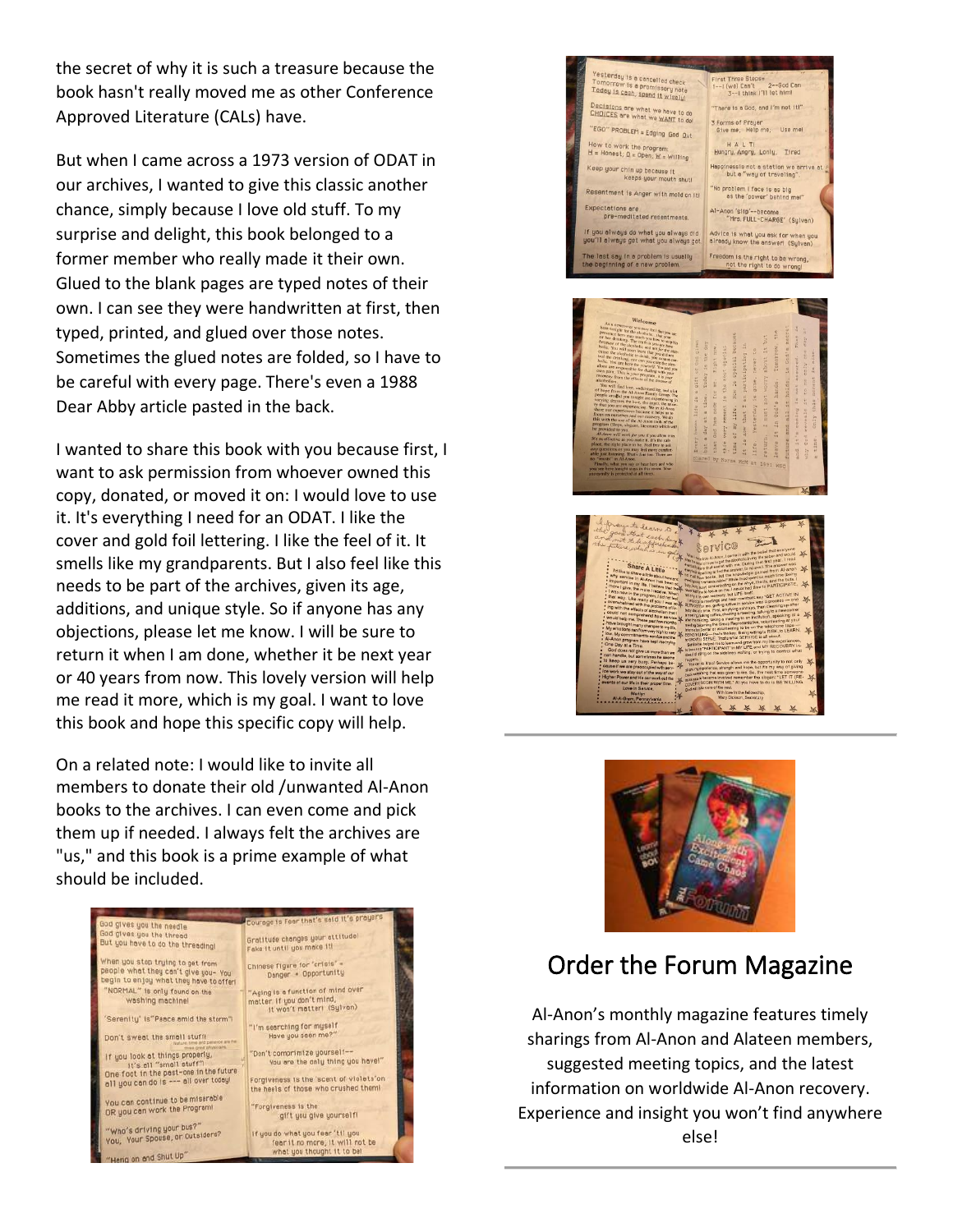the secret of why it is such a treasure because the book hasn't really moved me as other Conference Approved Literature (CALs) have.

But when I came across a 1973 version of ODAT in our archives, I wanted to give this classic another chance, simply because I love old stuff. To my surprise and delight, this book belonged to a former member who really made it their own. Glued to the blank pages are typed notes of their own. I can see they were handwritten at first, then typed, printed, and glued over those notes. Sometimes the glued notes are folded, so I have to be careful with every page. There's even a 1988 Dear Abby article pasted in the back.

I wanted to share this book with you because first, I want to ask permission from whoever owned this copy, donated, or moved it on: I would love to use it. It's everything I need for an ODAT. I like the cover and gold foil lettering. I like the feel of it. It smells like my grandparents. But I also feel like this needs to be part of the archives, given its age, additions, and unique style. So if anyone has any objections, please let me know. I will be sure to return it when I am done, whether it be next year or 40 years from now. This lovely version will help me read it more, which is my goal. I want to love this book and hope this specific copy will help.

On a related note: I would like to invite all members to donate their old /unwanted Al-Anon books to the archives. I can even come and pick them up if needed. I always felt the archives are "us," and this book is a prime example of what should be included.

## Order the Forum Magazine

Al-Anon's monthly magazine features timely sharings from Al-Anon and Alateen members, suggested meeting topics, and the latest information on worldwide Al-Anon recovery. Experience and insight you won't find anywhere else!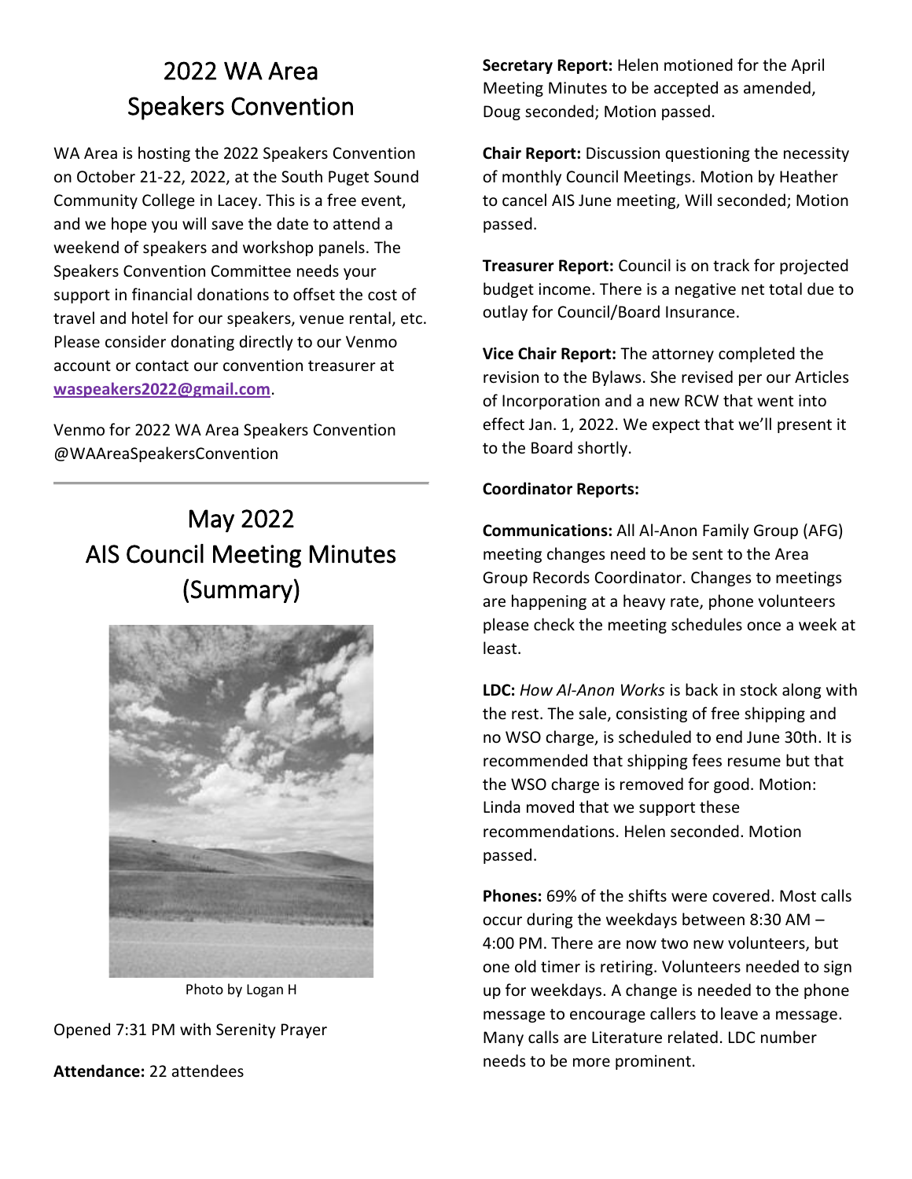## 2022 WA Area Speakers Convention

WA Area is hosting the 2022 Speakers Convention on October 21-22, 2022, at the South Puget Sound Community College in Lacey. This is a free event, and we hope you will save the date to attend a weekend of speakers and workshop panels. The Speakers Convention Committee needs your support in financial donations to offset the cost of travel and hotel for our speakers, venue rental, etc. Please consider donating directly to our Venmo account or contact our convention treasurer at [waspeakers2022@gmail.com](mailto:waspeakers2022@gmail.com).

Venmo for 2022 WA Area Speakers Convention @WAAreaSpeakersConvention

---

## May 2022 AIS Council Meeting Minutes (Summary)

Photo by Logan H

Opened 7:31 PM with Serenity Prayer

**Attendance:** 22 attendees

**Secretary Report:** Helen motioned for the April Meeting Minutes to be accepted as amended, Doug seconded; Motion passed.

**Chair Report:** Discussion questioning the necessity of monthly Council Meetings. Motion by Heather to cancel AIS June meeting, Will seconded; Motion passed.

**Treasurer Report:** Council is on track for projected budget income. There is a negative net total due to outlay for Council/Board Insurance.

**Vice Chair Report:** The attorney completed the revision to the Bylaws. She revised per our Articles of Incorporation and a new RCW that went into effect Jan. 1, 2022. We expect that we'll present it to the Board shortly.

**Coordinator Reports:**

**Communications:** All Al-Anon Family Group (AFG) meeting changes need to be sent to the Area Group Records Coordinator. Changes to meetings are happening at a heavy rate, phone volunteers please check the meeting schedules once a week at least.

**LDC:** *How Al-Anon Works* is back in stock along with the rest. The sale, consisting of free shipping and no WSO charge, is scheduled to end June 30th. It is recommended that shipping fees resume but that the WSO charge is removed for good. Motion: Linda moved that we support these recommendations. Helen seconded. Motion passed.

**Phones:** 69% of the shifts were covered. Most calls occur during the weekdays between 8:30 AM – 4:00 PM. There are now two new volunteers, but one old timer is retiring. Volunteers needed to sign up for weekdays. A change is needed to the phone message to encourage callers to leave a message. Many calls are Literature related. LDC number needs to be more prominent.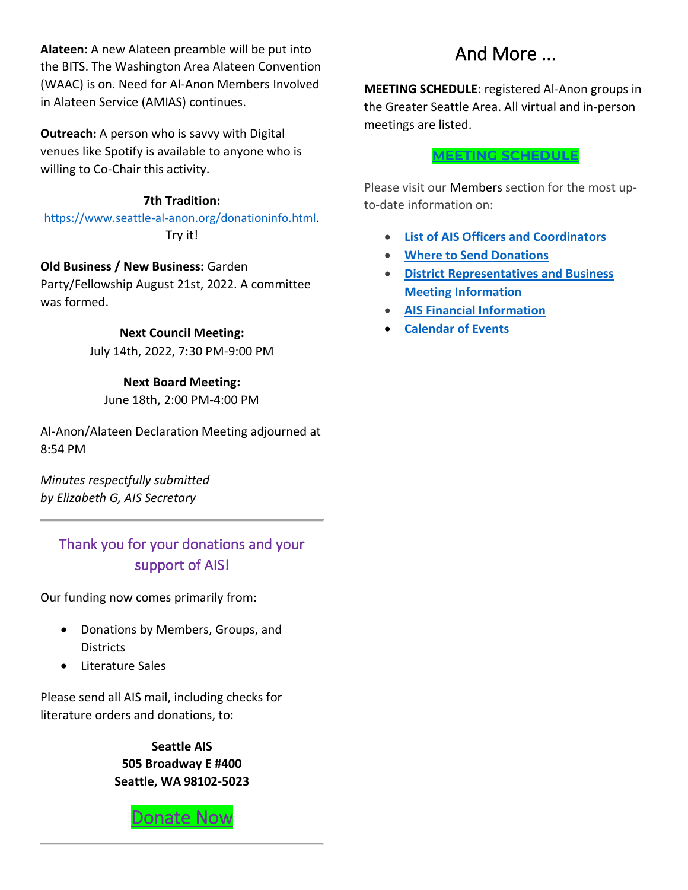**Alateen:** A new Alateen preamble will be put into the BITS. The Washington Area Alateen Convention (WAAC) is on. Need for Al-Anon Members Involved in Alateen Service (AMIAS) continues.

**Outreach:** A person who is savvy with Digital venues like Spotify is available to anyone who is willing to Co-Chair this activity.

**7th Tradition:**
https://www.seattle-al-anon.org/donationinfo.html. Try it!

**Old Business / New Business:** Garden Party/Fellowship August 21st, 2022. A committee was formed.

**Next Council Meeting:**
July 14th, 2022, 7:30 PM-9:00 PM

**Next Board Meeting:**
June 18th, 2:00 PM-4:00 PM

Al-Anon/Alateen Declaration Meeting adjourned at 8:54 PM

*Minutes respectfully submitted*
*by Elizabeth G, AIS Secretary*

---

## Thank you for your donations and your support of AIS!

Our funding now comes primarily from:

- Donations by Members, Groups, and Districts
- Literature Sales

Please send all AIS mail, including checks for literature orders and donations, to:

**Seattle AIS**
**505 Broadway E #400**
**Seattle, WA 98102-5023**

Donate Now

---

# And More ...

**MEETING SCHEDULE**: registered Al-Anon groups in the Greater Seattle Area. All virtual and in-person meetings are listed.

**MEETING SCHEDULE**

Please visit our Members section for the most up-to-date information on:

- **List of AIS Officers and Coordinators**
- **Where to Send Donations**
- **District Representatives and Business Meeting Information**
- **AIS Financial Information**
- **Calendar of Events**